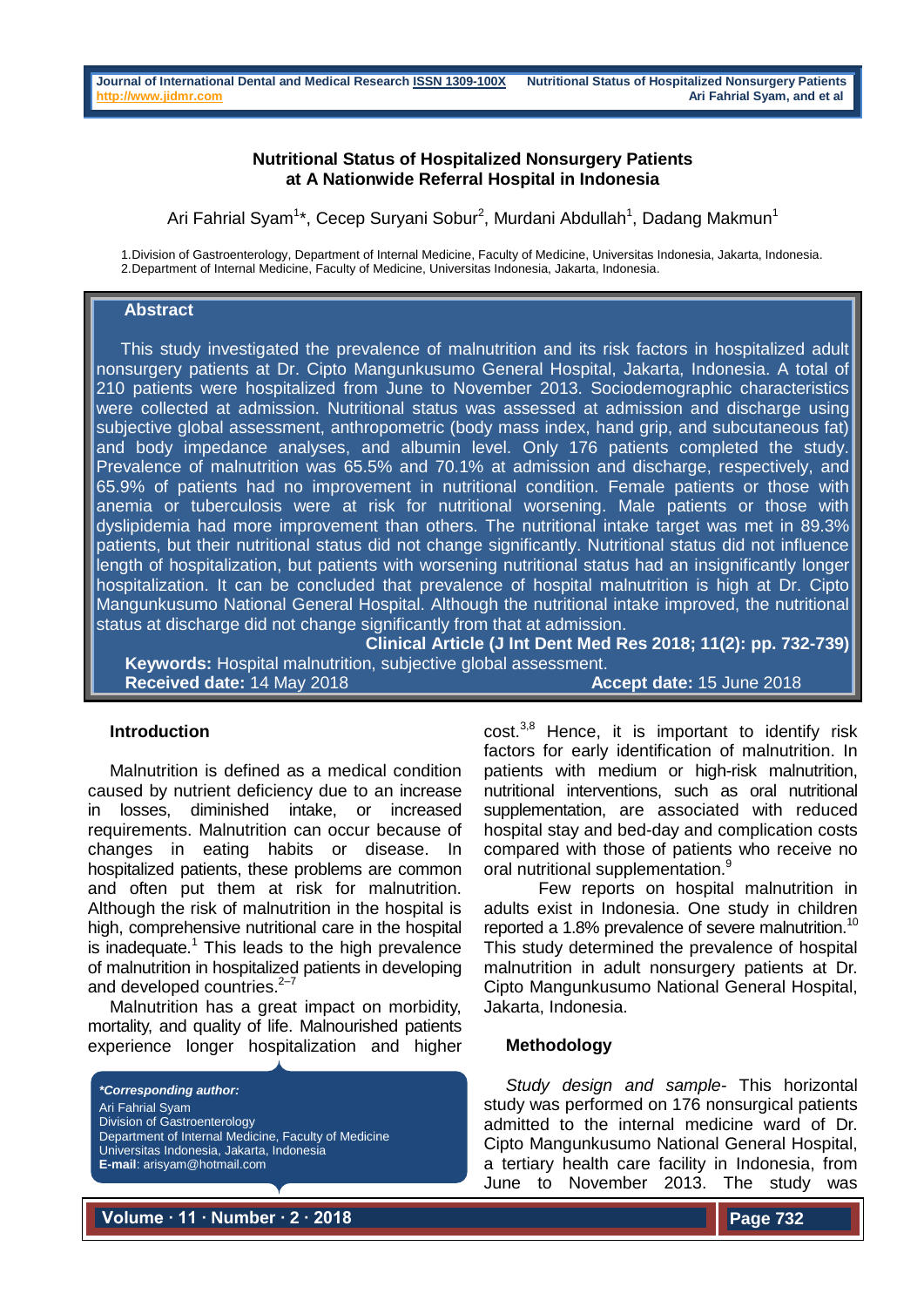# Nutritional Status of Hospitalized Nonsurgery Patients at A Nationwide Referral Hospital in Indonesia

Ari Fahrial Syam[1]*, Cecep Suryani Sobur[2], Murdani Abdullah[1], Dadang Makmun[1]

1.Division of Gastroenterology, Department of Internal Medicine, Faculty of Medicine, Universitas Indonesia, Jakarta, Indonesia.
2.Department of Internal Medicine, Faculty of Medicine, Universitas Indonesia, Jakarta, Indonesia.

## Abstract

This study investigated the prevalence of malnutrition and its risk factors in hospitalized adult nonsurgery patients at Dr. Cipto Mangunkusumo General Hospital, Jakarta, Indonesia. A total of 210 patients were hospitalized from June to November 2013. Sociodemographic characteristics were collected at admission. Nutritional status was assessed at admission and discharge using subjective global assessment, anthropometric (body mass index, hand grip, and subcutaneous fat) and body impedance analyses, and albumin level. Only 176 patients completed the study. Prevalence of malnutrition was 65.5% and 70.1% at admission and discharge, respectively, and 65.9% of patients had no improvement in nutritional condition. Female patients or those with anemia or tuberculosis were at risk for nutritional worsening. Male patients or those with dyslipidemia had more improvement than others. The nutritional intake target was met in 89.3% patients, but their nutritional status did not change significantly. Nutritional status did not influence length of hospitalization, but patients with worsening nutritional status had an insignificantly longer hospitalization. It can be concluded that prevalence of hospital malnutrition is high at Dr. Cipto Mangunkusumo National General Hospital. Although the nutritional intake improved, the nutritional status at discharge did not change significantly from that at admission.

**Clinical Article (J Int Dent Med Res 2018; 11(2): pp. 732-739)**

**Keywords:** Hospital malnutrition, subjective global assessment.

**Received date:** 14 May 2018 **Accept date:** 15 June 2018

## Introduction

Malnutrition is defined as a medical condition caused by nutrient deficiency due to an increase in losses, diminished intake, or increased requirements. Malnutrition can occur because of changes in eating habits or disease. In hospitalized patients, these problems are common and often put them at risk for malnutrition. Although the risk of malnutrition in the hospital is high, comprehensive nutritional care in the hospital is inadequate.[1] This leads to the high prevalence of malnutrition in hospitalized patients in developing and developed countries.[2–7]

Malnutrition has a great impact on morbidity, mortality, and quality of life. Malnourished patients experience longer hospitalization and higher cost.[3,8] Hence, it is important to identify risk factors for early identification of malnutrition. In patients with medium or high-risk malnutrition, nutritional interventions, such as oral nutritional supplementation, are associated with reduced hospital stay and bed-day and complication costs compared with those of patients who receive no oral nutritional supplementation.[9]

Few reports on hospital malnutrition in adults exist in Indonesia. One study in children reported a 1.8% prevalence of severe malnutrition.[10] This study determined the prevalence of hospital malnutrition in adult nonsurgery patients at Dr. Cipto Mangunkusumo National General Hospital, Jakarta, Indonesia.

*Corresponding author:*
Ari Fahrial Syam
Division of Gastroenterology
Department of Internal Medicine, Faculty of Medicine
Universitas Indonesia, Jakarta, Indonesia
**E-mail**: arisyam@hotmail.com

## Methodology

*Study design and sample-* This horizontal study was performed on 176 nonsurgical patients admitted to the internal medicine ward of Dr. Cipto Mangunkusumo National General Hospital, a tertiary health care facility in Indonesia, from June to November 2013. The study was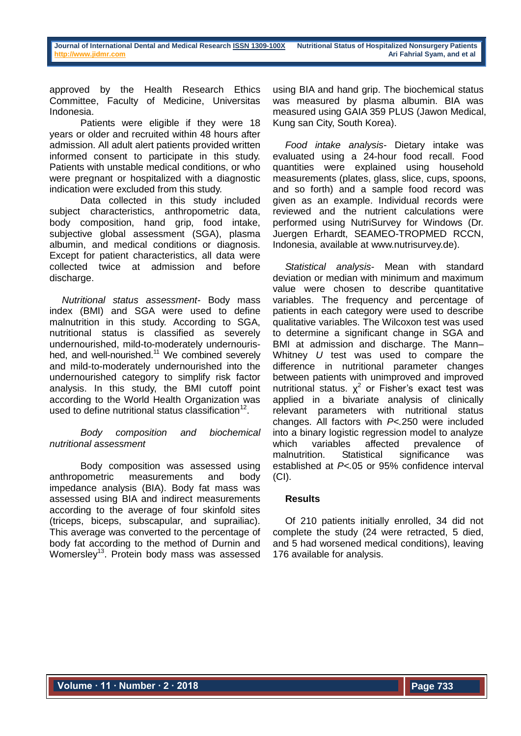approved by the Health Research Ethics Committee, Faculty of Medicine, Universitas Indonesia.

Patients were eligible if they were 18 years or older and recruited within 48 hours after admission. All adult alert patients provided written informed consent to participate in this study. Patients with unstable medical conditions, or who were pregnant or hospitalized with a diagnostic indication were excluded from this study.

Data collected in this study included subject characteristics, anthropometric data, body composition, hand grip, food intake, subjective global assessment (SGA), plasma albumin, and medical conditions or diagnosis. Except for patient characteristics, all data were collected twice at admission and before discharge.

*Nutritional status assessment-* Body mass index (BMI) and SGA were used to define malnutrition in this study. According to SGA, nutritional status is classified as severely undernourished, mild-to-moderately undernourished, and well-nourished.[11] We combined severely and mild-to-moderately undernourished into the undernourished category to simplify risk factor analysis. In this study, the BMI cutoff point according to the World Health Organization was used to define nutritional status classification[12].

*Body composition and biochemical nutritional assessment*

Body composition was assessed using anthropometric measurements and body impedance analysis (BIA). Body fat mass was assessed using BIA and indirect measurements according to the average of four skinfold sites (triceps, biceps, subscapular, and suprailiac). This average was converted to the percentage of body fat according to the method of Durnin and Womersley[13]. Protein body mass was assessed using BIA and hand grip. The biochemical status was measured by plasma albumin. BIA was measured using GAIA 359 PLUS (Jawon Medical, Kung san City, South Korea).

*Food intake analysis-* Dietary intake was evaluated using a 24-hour food recall. Food quantities were explained using household measurements (plates, glass, slice, cups, spoons, and so forth) and a sample food record was given as an example. Individual records were reviewed and the nutrient calculations were performed using NutriSurvey for Windows (Dr. Juergen Erhardt, SEAMEO-TROPMED RCCN, Indonesia, available at www.nutrisurvey.de).

*Statistical analysis-* Mean with standard deviation or median with minimum and maximum value were chosen to describe quantitative variables. The frequency and percentage of patients in each category were used to describe qualitative variables. The Wilcoxon test was used to determine a significant change in SGA and BMI at admission and discharge. The Mann–Whitney *U* test was used to compare the difference in nutritional parameter changes between patients with unimproved and improved nutritional status. $\chi^2$ or Fisher's exact test was applied in a bivariate analysis of clinically relevant parameters with nutritional status changes. All factors with $P<.250$ were included into a binary logistic regression model to analyze which variables affected prevalence of malnutrition. Statistical significance was established at $P<.05$ or 95% confidence interval (CI).

## Results

Of 210 patients initially enrolled, 34 did not complete the study (24 were retracted, 5 died, and 5 had worsened medical conditions), leaving 176 available for analysis.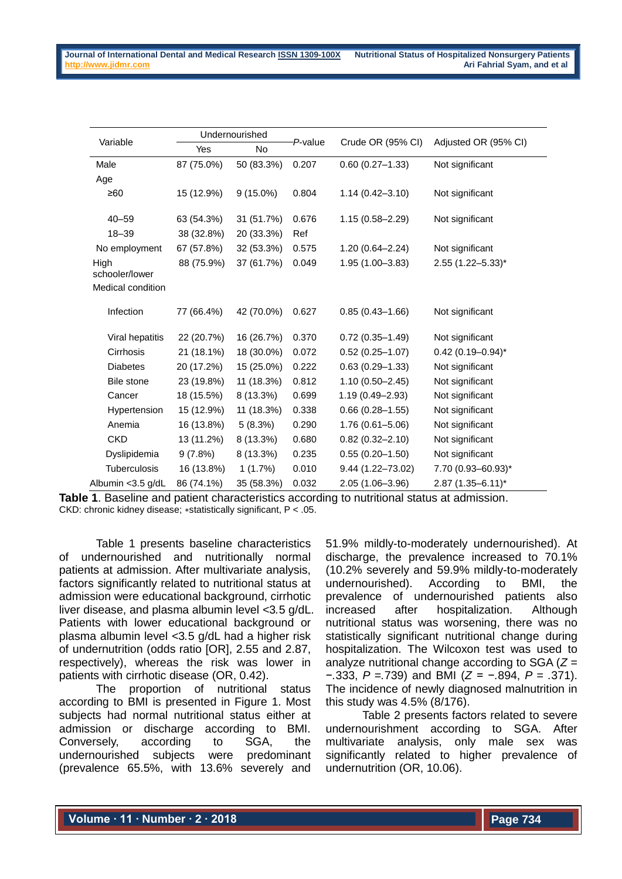| Variable | Undernourished | | *P*-value | Crude OR (95% CI) | Adjusted OR (95% CI) |
|---|---|---|---|---|---|
| | Yes | No | | | |
| Male | 87 (75.0%) | 50 (83.3%) | 0.207 | 0.60 (0.27–1.33) | Not significant |
| Age | | | | | |
| ≥60 | 15 (12.9%) | 9 (15.0%) | 0.804 | 1.14 (0.42–3.10) | Not significant |
| 40–59 | 63 (54.3%) | 31 (51.7%) | 0.676 | 1.15 (0.58–2.29) | Not significant |
| 18–39 | 38 (32.8%) | 20 (33.3%) | Ref | | |
| No employment | 67 (57.8%) | 32 (53.3%) | 0.575 | 1.20 (0.64–2.24) | Not significant |
| High schooler/lower | 88 (75.9%) | 37 (61.7%) | 0.049 | 1.95 (1.00–3.83) | 2.55 (1.22–5.33)* |
| Medical condition | | | | | |
| Infection | 77 (66.4%) | 42 (70.0%) | 0.627 | 0.85 (0.43–1.66) | Not significant |
| Viral hepatitis | 22 (20.7%) | 16 (26.7%) | 0.370 | 0.72 (0.35–1.49) | Not significant |
| Cirrhosis | 21 (18.1%) | 18 (30.0%) | 0.072 | 0.52 (0.25–1.07) | 0.42 (0.19–0.94)* |
| Diabetes | 20 (17.2%) | 15 (25.0%) | 0.222 | 0.63 (0.29–1.33) | Not significant |
| Bile stone | 23 (19.8%) | 11 (18.3%) | 0.812 | 1.10 (0.50–2.45) | Not significant |
| Cancer | 18 (15.5%) | 8 (13.3%) | 0.699 | 1.19 (0.49–2.93) | Not significant |
| Hypertension | 15 (12.9%) | 11 (18.3%) | 0.338 | 0.66 (0.28–1.55) | Not significant |
| Anemia | 16 (13.8%) | 5 (8.3%) | 0.290 | 1.76 (0.61–5.06) | Not significant |
| CKD | 13 (11.2%) | 8 (13.3%) | 0.680 | 0.82 (0.32–2.10) | Not significant |
| Dyslipidemia | 9 (7.8%) | 8 (13.3%) | 0.235 | 0.55 (0.20–1.50) | Not significant |
| Tuberculosis | 16 (13.8%) | 1 (1.7%) | 0.010 | 9.44 (1.22–73.02) | 7.70 (0.93–60.93)* |
| Albumin <3.5 g/dL | 86 (74.1%) | 35 (58.3%) | 0.032 | 2.05 (1.06–3.96) | 2.87 (1.35–6.11)* |

**Table 1**. Baseline and patient characteristics according to nutritional status at admission.
CKD: chronic kidney disease; ∗statistically significant, P < .05.

Table 1 presents baseline characteristics of undernourished and nutritionally normal patients at admission. After multivariate analysis, factors significantly related to nutritional status at admission were educational background, cirrhotic liver disease, and plasma albumin level <3.5 g/dL. Patients with lower educational background or plasma albumin level <3.5 g/dL had a higher risk of undernutrition (odds ratio [OR], 2.55 and 2.87, respectively), whereas the risk was lower in patients with cirrhotic disease (OR, 0.42).

The proportion of nutritional status according to BMI is presented in Figure 1. Most subjects had normal nutritional status either at admission or discharge according to BMI. Conversely, according to SGA, the undernourished subjects were predominant (prevalence 65.5%, with 13.6% severely and 51.9% mildly-to-moderately undernourished). At discharge, the prevalence increased to 70.1% (10.2% severely and 59.9% mildly-to-moderately undernourished). According to BMI, the prevalence of undernourished patients also increased after hospitalization. Although nutritional status was worsening, there was no statistically significant nutritional change during hospitalization. The Wilcoxon test was used to analyze nutritional change according to SGA ($Z = -.333$, $P = .739$) and BMI ($Z = -.894$, $P = .371$). The incidence of newly diagnosed malnutrition in this study was 4.5% (8/176).

Table 2 presents factors related to severe undernourishment according to SGA. After multivariate analysis, only male sex was significantly related to higher prevalence of undernutrition (OR, 10.06).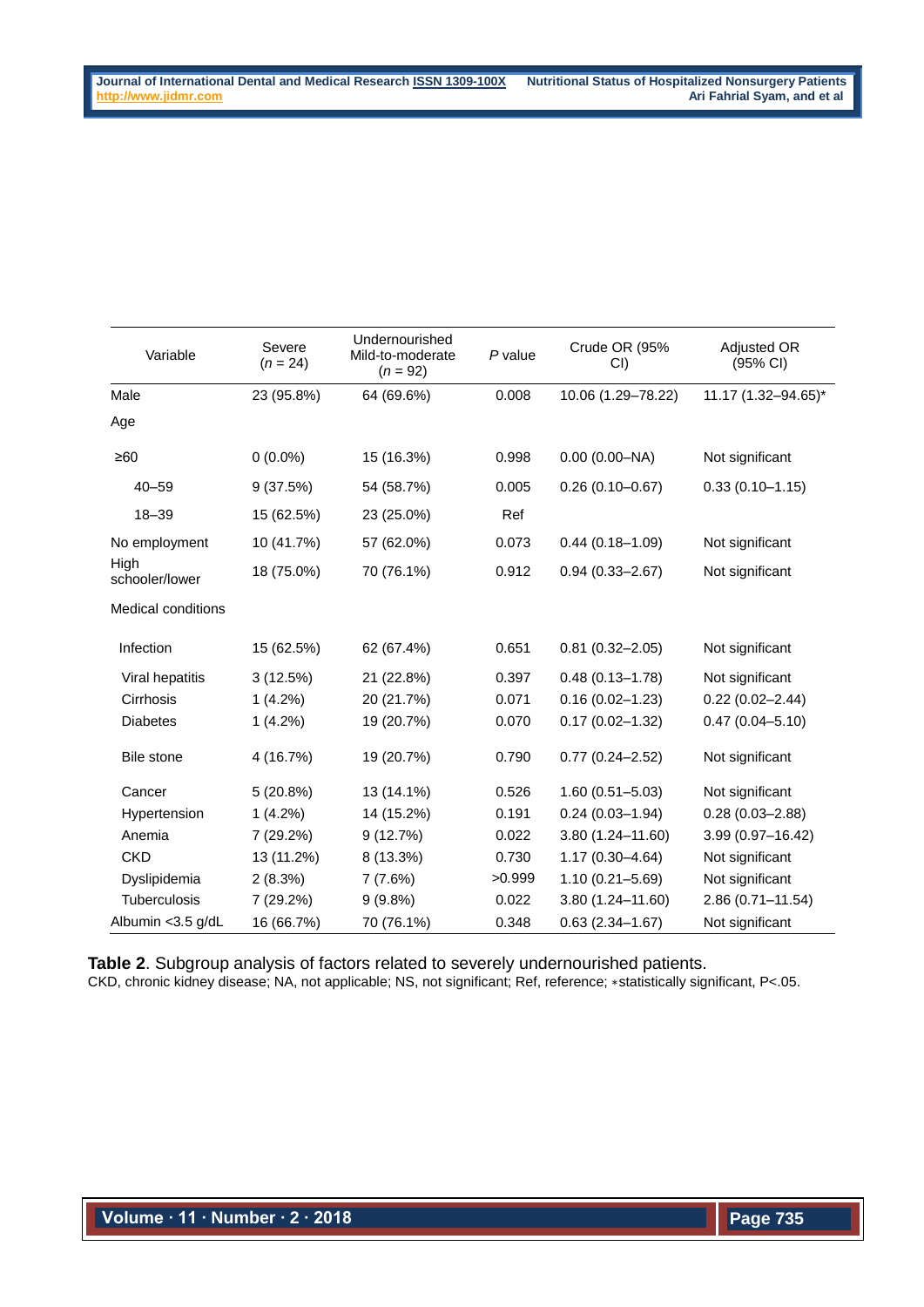| Variable | Severe ($n$ = 24) | Undernourished Mild-to-moderate ($n$ = 92) | $P$ value | Crude OR (95% CI) | Adjusted OR (95% CI) |
|---|---|---|---|---|---|
| Male | 23 (95.8%) | 64 (69.6%) | 0.008 | 10.06 (1.29–78.22) | 11.17 (1.32–94.65)* |
| Age | | | | | |
| ≥60 | 0 (0.0%) | 15 (16.3%) | 0.998 | 0.00 (0.00–NA) | Not significant |
| 40–59 | 9 (37.5%) | 54 (58.7%) | 0.005 | 0.26 (0.10–0.67) | 0.33 (0.10–1.15) |
| 18–39 | 15 (62.5%) | 23 (25.0%) | Ref | | |
| No employment | 10 (41.7%) | 57 (62.0%) | 0.073 | 0.44 (0.18–1.09) | Not significant |
| High schooler/lower | 18 (75.0%) | 70 (76.1%) | 0.912 | 0.94 (0.33–2.67) | Not significant |
| Medical conditions | | | | | |
| Infection | 15 (62.5%) | 62 (67.4%) | 0.651 | 0.81 (0.32–2.05) | Not significant |
| Viral hepatitis | 3 (12.5%) | 21 (22.8%) | 0.397 | 0.48 (0.13–1.78) | Not significant |
| Cirrhosis | 1 (4.2%) | 20 (21.7%) | 0.071 | 0.16 (0.02–1.23) | 0.22 (0.02–2.44) |
| Diabetes | 1 (4.2%) | 19 (20.7%) | 0.070 | 0.17 (0.02–1.32) | 0.47 (0.04–5.10) |
| Bile stone | 4 (16.7%) | 19 (20.7%) | 0.790 | 0.77 (0.24–2.52) | Not significant |
| Cancer | 5 (20.8%) | 13 (14.1%) | 0.526 | 1.60 (0.51–5.03) | Not significant |
| Hypertension | 1 (4.2%) | 14 (15.2%) | 0.191 | 0.24 (0.03–1.94) | 0.28 (0.03–2.88) |
| Anemia | 7 (29.2%) | 9 (12.7%) | 0.022 | 3.80 (1.24–11.60) | 3.99 (0.97–16.42) |
| CKD | 13 (11.2%) | 8 (13.3%) | 0.730 | 1.17 (0.30–4.64) | Not significant |
| Dyslipidemia | 2 (8.3%) | 7 (7.6%) | >0.999 | 1.10 (0.21–5.69) | Not significant |
| Tuberculosis | 7 (29.2%) | 9 (9.8%) | 0.022 | 3.80 (1.24–11.60) | 2.86 (0.71–11.54) |
| Albumin <3.5 g/dL | 16 (66.7%) | 70 (76.1%) | 0.348 | 0.63 (2.34–1.67) | Not significant |

**Table 2**. Subgroup analysis of factors related to severely undernourished patients.
CKD, chronic kidney disease; NA, not applicable; NS, not significant; Ref, reference; *statistically significant, P<.05.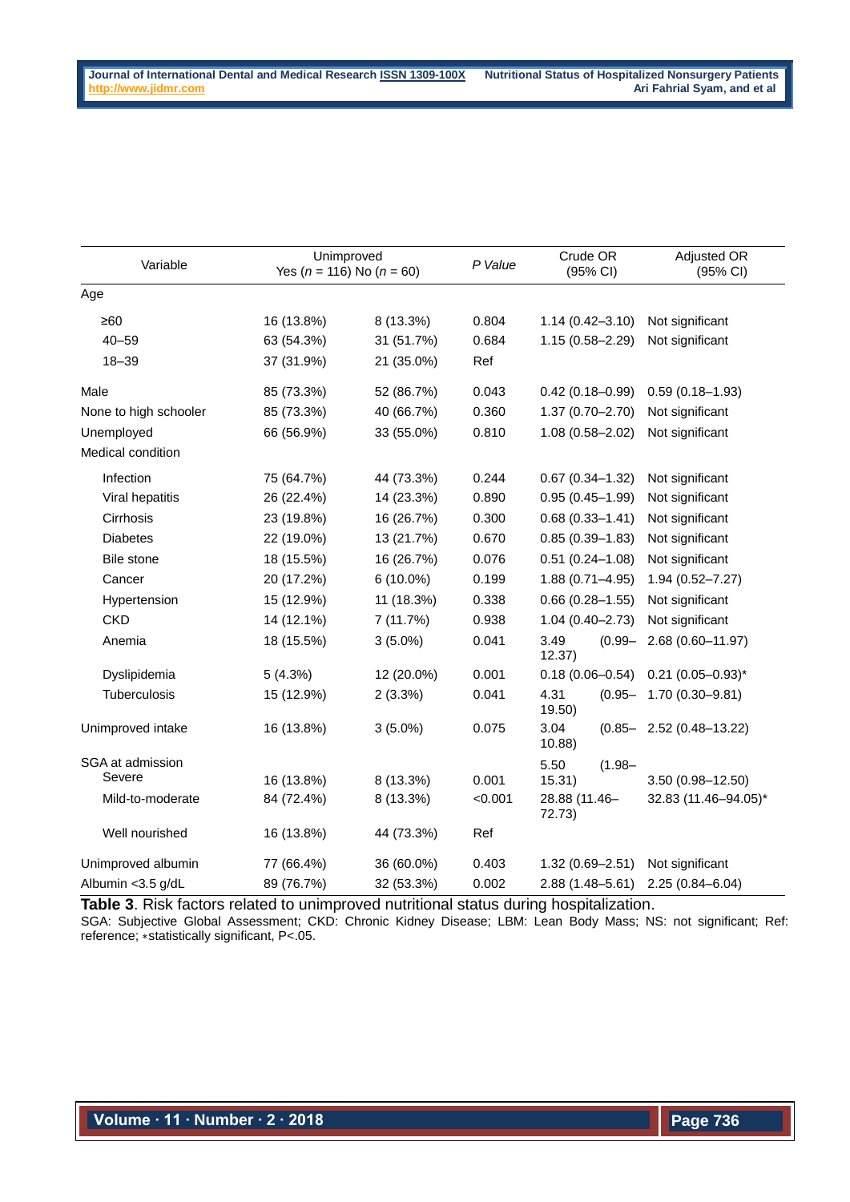| Variable | Unimproved Yes ($n$ = 116) | No ($n$ = 60) | *P Value* | Crude OR (95% CI) | Adjusted OR (95% CI) |
|---|---|---|---|---|---|
| Age | | | | | |
| ≥60 | 16 (13.8%) | 8 (13.3%) | 0.804 | 1.14 (0.42–3.10) | Not significant |
| 40–59 | 63 (54.3%) | 31 (51.7%) | 0.684 | 1.15 (0.58–2.29) | Not significant |
| 18–39 | 37 (31.9%) | 21 (35.0%) | Ref | | |
| Male | 85 (73.3%) | 52 (86.7%) | 0.043 | 0.42 (0.18–0.99) | 0.59 (0.18–1.93) |
| None to high schooler | 85 (73.3%) | 40 (66.7%) | 0.360 | 1.37 (0.70–2.70) | Not significant |
| Unemployed | 66 (56.9%) | 33 (55.0%) | 0.810 | 1.08 (0.58–2.02) | Not significant |
| Medical condition | | | | | |
| Infection | 75 (64.7%) | 44 (73.3%) | 0.244 | 0.67 (0.34–1.32) | Not significant |
| Viral hepatitis | 26 (22.4%) | 14 (23.3%) | 0.890 | 0.95 (0.45–1.99) | Not significant |
| Cirrhosis | 23 (19.8%) | 16 (26.7%) | 0.300 | 0.68 (0.33–1.41) | Not significant |
| Diabetes | 22 (19.0%) | 13 (21.7%) | 0.670 | 0.85 (0.39–1.83) | Not significant |
| Bile stone | 18 (15.5%) | 16 (26.7%) | 0.076 | 0.51 (0.24–1.08) | Not significant |
| Cancer | 20 (17.2%) | 6 (10.0%) | 0.199 | 1.88 (0.71–4.95) | 1.94 (0.52–7.27) |
| Hypertension | 15 (12.9%) | 11 (18.3%) | 0.338 | 0.66 (0.28–1.55) | Not significant |
| CKD | 14 (12.1%) | 7 (11.7%) | 0.938 | 1.04 (0.40–2.73) | Not significant |
| Anemia | 18 (15.5%) | 3 (5.0%) | 0.041 | 3.49 (0.99–12.37) | 2.68 (0.60–11.97) |
| Dyslipidemia | 5 (4.3%) | 12 (20.0%) | 0.001 | 0.18 (0.06–0.54) | 0.21 (0.05–0.93)* |
| Tuberculosis | 15 (12.9%) | 2 (3.3%) | 0.041 | 4.31 (0.95–19.50) | 1.70 (0.30–9.81) |
| Unimproved intake | 16 (13.8%) | 3 (5.0%) | 0.075 | 3.04 (0.85–10.88) | 2.52 (0.48–13.22) |
| SGA at admission | | | | | |
| Severe | 16 (13.8%) | 8 (13.3%) | 0.001 | 5.50 (1.98–15.31) | 3.50 (0.98–12.50) |
| Mild-to-moderate | 84 (72.4%) | 8 (13.3%) | <0.001 | 28.88 (11.46–72.73) | 32.83 (11.46–94.05)* |
| Well nourished | 16 (13.8%) | 44 (73.3%) | Ref | | |
| Unimproved albumin | 77 (66.4%) | 36 (60.0%) | 0.403 | 1.32 (0.69–2.51) | Not significant |
| Albumin <3.5 g/dL | 89 (76.7%) | 32 (53.3%) | 0.002 | 2.88 (1.48–5.61) | 2.25 (0.84–6.04) |

**Table 3**. Risk factors related to unimproved nutritional status during hospitalization.
SGA: Subjective Global Assessment; CKD: Chronic Kidney Disease; LBM: Lean Body Mass; NS: not significant; Ref: reference; *statistically significant, P<.05.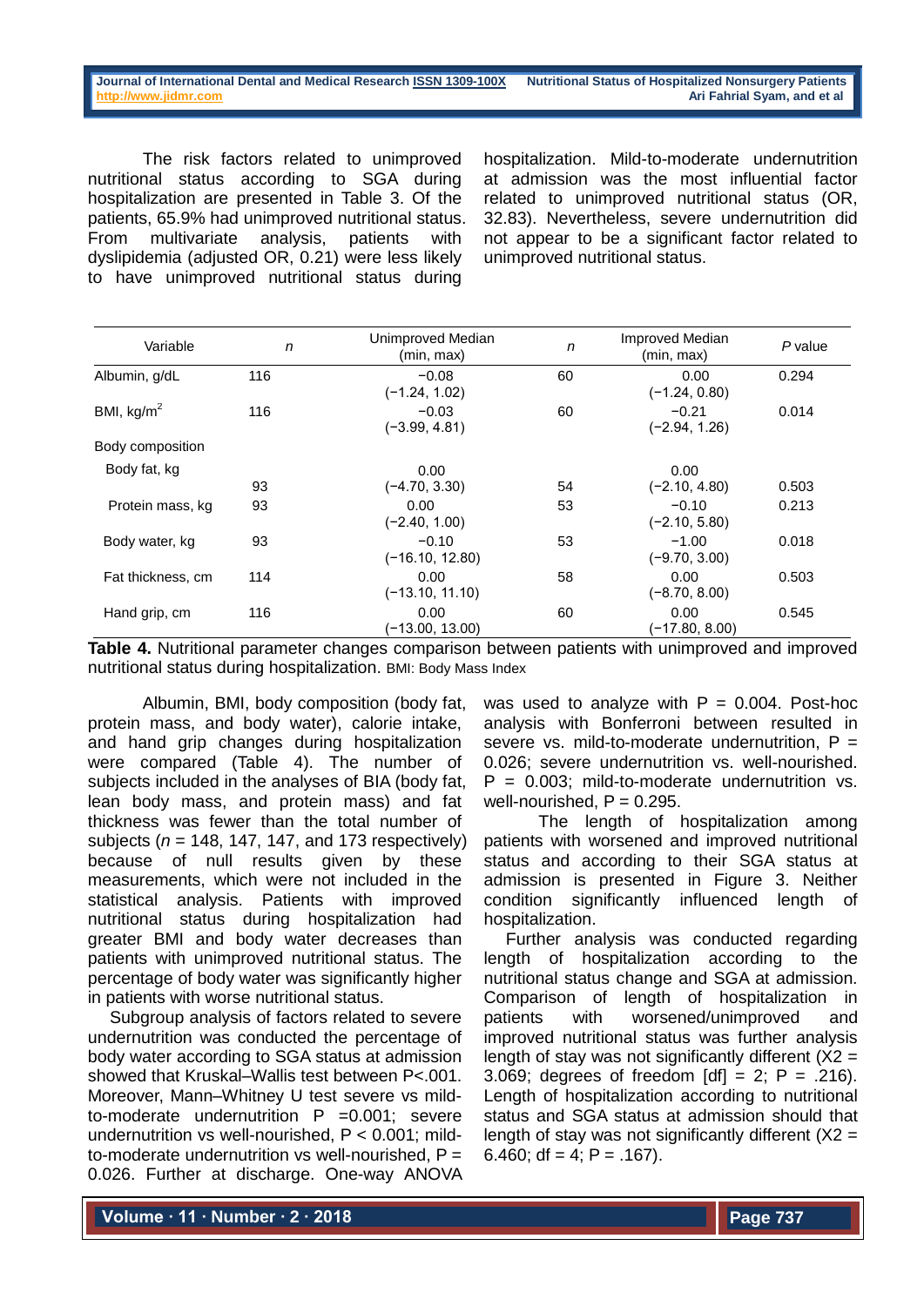The risk factors related to unimproved nutritional status according to SGA during hospitalization are presented in Table 3. Of the patients, 65.9% had unimproved nutritional status. From multivariate analysis, patients with dyslipidemia (adjusted OR, 0.21) were less likely to have unimproved nutritional status during hospitalization. Mild-to-moderate undernutrition at admission was the most influential factor related to unimproved nutritional status (OR, 32.83). Nevertheless, severe undernutrition did not appear to be a significant factor related to unimproved nutritional status.

| Variable | *n* | Unimproved Median (min, max) | *n* | Improved Median (min, max) | *P* value |
|---|---|---|---|---|---|
| Albumin, g/dL | 116 | −0.08 (−1.24, 1.02) | 60 | 0.00 (−1.24, 0.80) | 0.294 |
| BMI, kg/m$^2$ | 116 | −0.03 (−3.99, 4.81) | 60 | −0.21 (−2.94, 1.26) | 0.014 |
| Body composition | | | | | |
| Body fat, kg | 93 | 0.00 (−4.70, 3.30) | 54 | 0.00 (−2.10, 4.80) | 0.503 |
| Protein mass, kg | 93 | 0.00 (−2.40, 1.00) | 53 | −0.10 (−2.10, 5.80) | 0.213 |
| Body water, kg | 93 | −0.10 (−16.10, 12.80) | 53 | −1.00 (−9.70, 3.00) | 0.018 |
| Fat thickness, cm | 114 | 0.00 (−13.10, 11.10) | 58 | 0.00 (−8.70, 8.00) | 0.503 |
| Hand grip, cm | 116 | 0.00 (−13.00, 13.00) | 60 | 0.00 (−17.80, 8.00) | 0.545 |

**Table 4.** Nutritional parameter changes comparison between patients with unimproved and improved nutritional status during hospitalization. BMI: Body Mass Index

Albumin, BMI, body composition (body fat, protein mass, and body water), calorie intake, and hand grip changes during hospitalization were compared (Table 4). The number of subjects included in the analyses of BIA (body fat, lean body mass, and protein mass) and fat thickness was fewer than the total number of subjects (*n* = 148, 147, 147, and 173 respectively) because of null results given by these measurements, which were not included in the statistical analysis. Patients with improved nutritional status during hospitalization had greater BMI and body water decreases than patients with unimproved nutritional status. The percentage of body water was significantly higher in patients with worse nutritional status.

Subgroup analysis of factors related to severe undernutrition was conducted the percentage of body water according to SGA status at admission showed that Kruskal–Wallis test between P<.001. Moreover, Mann–Whitney U test severe vs mild-to-moderate undernutrition P =0.001; severe undernutrition vs well-nourished, P < 0.001; mild-to-moderate undernutrition vs well-nourished, P = 0.026. Further at discharge. One-way ANOVA was used to analyze with P = 0.004. Post-hoc analysis with Bonferroni between resulted in severe vs. mild-to-moderate undernutrition, P = 0.026; severe undernutrition vs. well-nourished. P = 0.003; mild-to-moderate undernutrition vs. well-nourished, P = 0.295.

The length of hospitalization among patients with worsened and improved nutritional status and according to their SGA status at admission is presented in Figure 3. Neither condition significantly influenced length of hospitalization.

Further analysis was conducted regarding length of hospitalization according to the nutritional status change and SGA at admission. Comparison of length of hospitalization in patients with worsened/unimproved and improved nutritional status was further analysis length of stay was not significantly different ($X2$ = 3.069; degrees of freedom [df] = 2; P = .216). Length of hospitalization according to nutritional status and SGA status at admission should that length of stay was not significantly different ($X2$ = 6.460; df = 4; P = .167).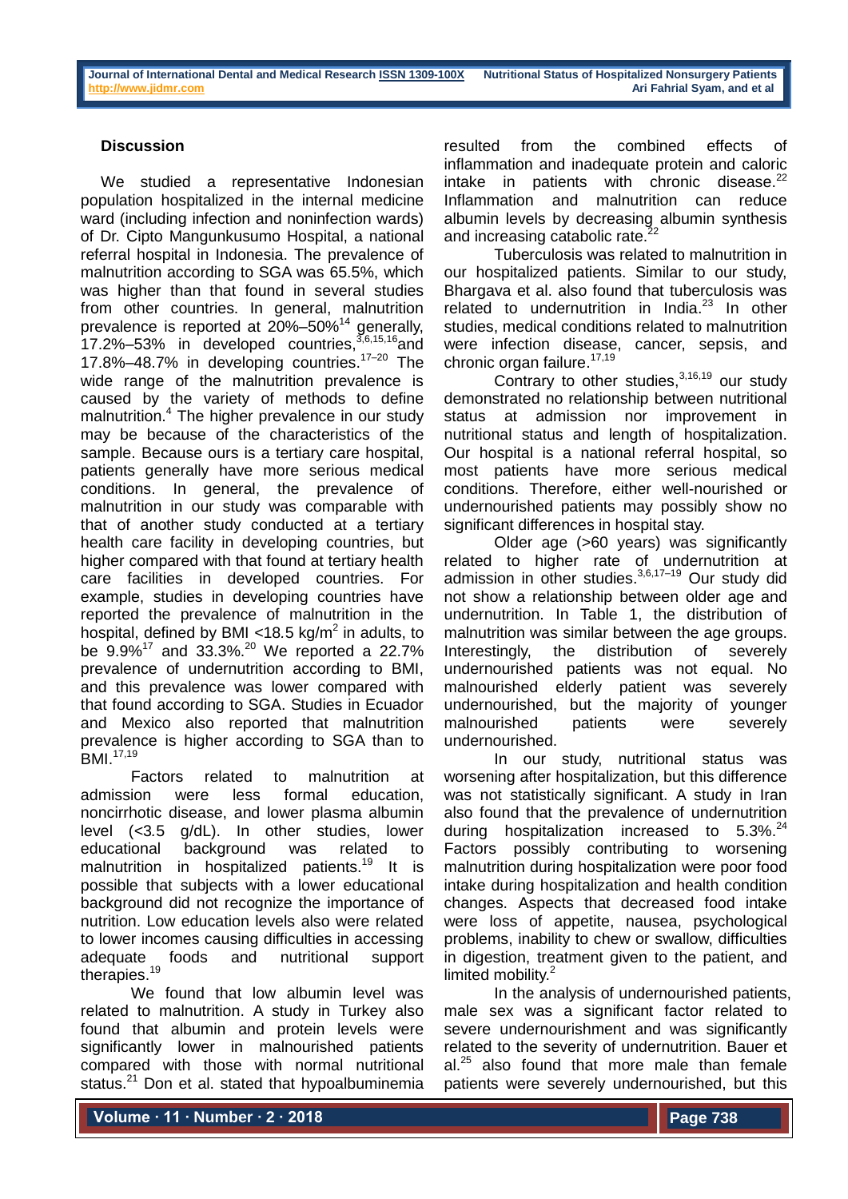## Discussion

We studied a representative Indonesian population hospitalized in the internal medicine ward (including infection and noninfection wards) of Dr. Cipto Mangunkusumo Hospital, a national referral hospital in Indonesia. The prevalence of malnutrition according to SGA was 65.5%, which was higher than that found in several studies from other countries. In general, malnutrition prevalence is reported at 20%–50%[14] generally, 17.2%–53% in developed countries,[3,6,15,16] and 17.8%–48.7% in developing countries.[17–20] The wide range of the malnutrition prevalence is caused by the variety of methods to define malnutrition.[4] The higher prevalence in our study may be because of the characteristics of the sample. Because ours is a tertiary care hospital, patients generally have more serious medical conditions. In general, the prevalence of malnutrition in our study was comparable with that of another study conducted at a tertiary health care facility in developing countries, but higher compared with that found at tertiary health care facilities in developed countries. For example, studies in developing countries have reported the prevalence of malnutrition in the hospital, defined by BMI <18.5 kg/m$^2$ in adults, to be 9.9%[17] and 33.3%.[20] We reported a 22.7% prevalence of undernutrition according to BMI, and this prevalence was lower compared with that found according to SGA. Studies in Ecuador and Mexico also reported that malnutrition prevalence is higher according to SGA than to BMI.[17,19]

Factors related to malnutrition at admission were less formal education, noncirrhotic disease, and lower plasma albumin level (<3.5 g/dL). In other studies, lower educational background was related to malnutrition in hospitalized patients.[19] It is possible that subjects with a lower educational background did not recognize the importance of nutrition. Low education levels also were related to lower incomes causing difficulties in accessing adequate foods and nutritional support therapies.[19]

We found that low albumin level was related to malnutrition. A study in Turkey also found that albumin and protein levels were significantly lower in malnourished patients compared with those with normal nutritional status.[21] Don et al. stated that hypoalbuminemia resulted from the combined effects of inflammation and inadequate protein and caloric intake in patients with chronic disease.[22] Inflammation and malnutrition can reduce albumin levels by decreasing albumin synthesis and increasing catabolic rate.[22]

Tuberculosis was related to malnutrition in our hospitalized patients. Similar to our study, Bhargava et al. also found that tuberculosis was related to undernutrition in India.[23] In other studies, medical conditions related to malnutrition were infection disease, cancer, sepsis, and chronic organ failure.[17,19]

Contrary to other studies,[3,16,19] our study demonstrated no relationship between nutritional status at admission nor improvement in nutritional status and length of hospitalization. Our hospital is a national referral hospital, so most patients have more serious medical conditions. Therefore, either well-nourished or undernourished patients may possibly show no significant differences in hospital stay.

Older age (>60 years) was significantly related to higher rate of undernutrition at admission in other studies.[3,6,17–19] Our study did not show a relationship between older age and undernutrition. In Table 1, the distribution of malnutrition was similar between the age groups. Interestingly, the distribution of severely undernourished patients was not equal. No malnourished elderly patient was severely undernourished, but the majority of younger malnourished patients were severely undernourished.

In our study, nutritional status was worsening after hospitalization, but this difference was not statistically significant. A study in Iran also found that the prevalence of undernutrition during hospitalization increased to 5.3%.[24] Factors possibly contributing to worsening malnutrition during hospitalization were poor food intake during hospitalization and health condition changes. Aspects that decreased food intake were loss of appetite, nausea, psychological problems, inability to chew or swallow, difficulties in digestion, treatment given to the patient, and limited mobility.[2]

In the analysis of undernourished patients, male sex was a significant factor related to severe undernourishment and was significantly related to the severity of undernutrition. Bauer et al.[25] also found that more male than female patients were severely undernourished, but this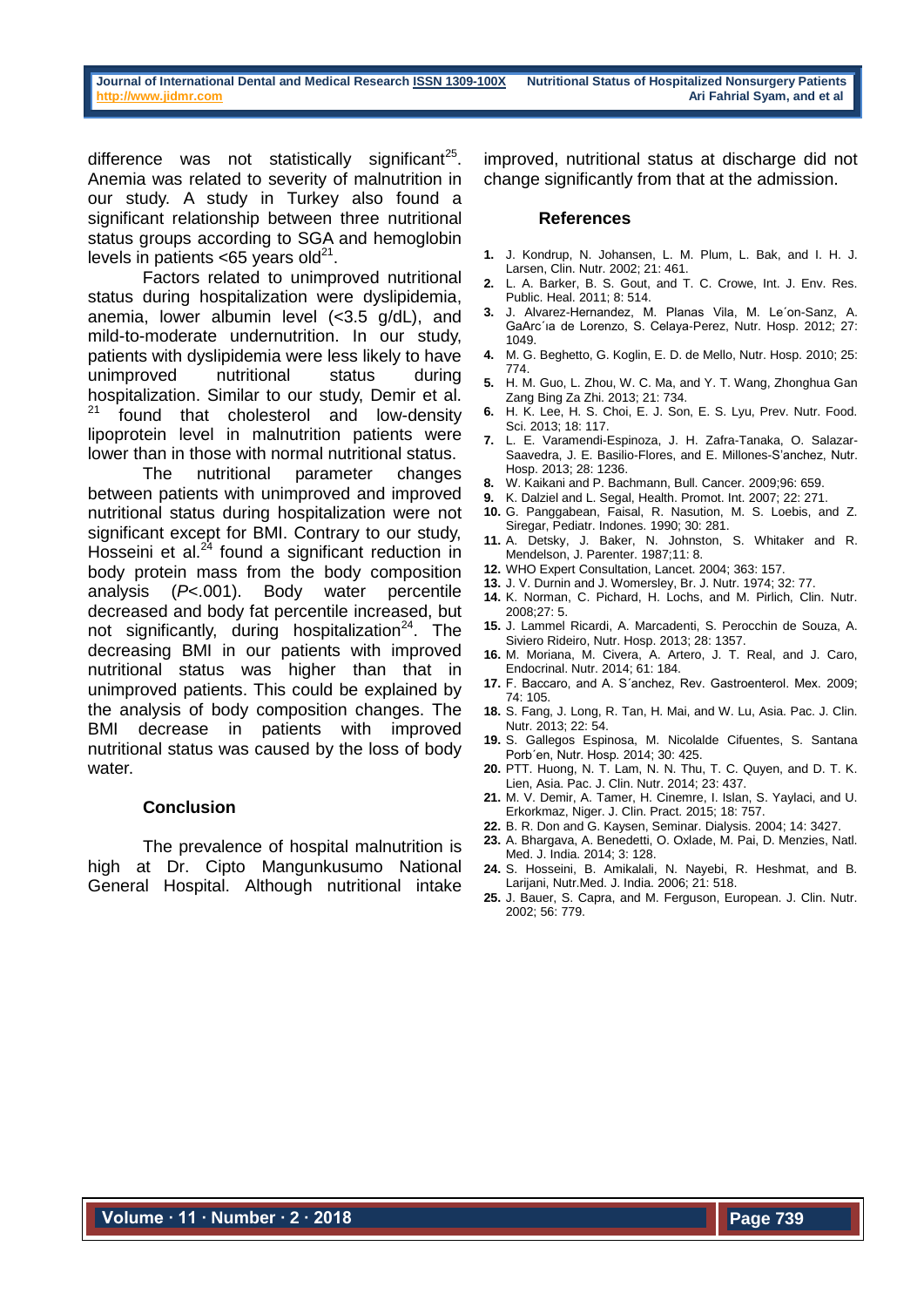difference was not statistically significant[25]. Anemia was related to severity of malnutrition in our study. A study in Turkey also found a significant relationship between three nutritional status groups according to SGA and hemoglobin levels in patients <65 years old[21].

Factors related to unimproved nutritional status during hospitalization were dyslipidemia, anemia, lower albumin level (<3.5 g/dL), and mild-to-moderate undernutrition. In our study, patients with dyslipidemia were less likely to have unimproved nutritional status during hospitalization. Similar to our study, Demir et al. [21] found that cholesterol and low-density lipoprotein level in malnutrition patients were lower than in those with normal nutritional status.

The nutritional parameter changes between patients with unimproved and improved nutritional status during hospitalization were not significant except for BMI. Contrary to our study, Hosseini et al.[24] found a significant reduction in body protein mass from the body composition analysis (*P*<.001). Body water percentile decreased and body fat percentile increased, but not significantly, during hospitalization[24]. The decreasing BMI in our patients with improved nutritional status was higher than that in unimproved patients. This could be explained by the analysis of body composition changes. The BMI decrease in patients with improved nutritional status was caused by the loss of body water.

## Conclusion

The prevalence of hospital malnutrition is high at Dr. Cipto Mangunkusumo National General Hospital. Although nutritional intake improved, nutritional status at discharge did not change significantly from that at the admission.

## References

1. J. Kondrup, N. Johansen, L. M. Plum, L. Bak, and I. H. J. Larsen, Clin. Nutr. 2002; 21: 461.
2. L. A. Barker, B. S. Gout, and T. C. Crowe, Int. J. Env. Res. Public. Heal. 2011; 8: 514.
3. J. Alvarez-Hernandez, M. Planas Vila, M. Le´on-Sanz, A. GaArc´ıa de Lorenzo, S. Celaya-Perez, Nutr. Hosp. 2012; 27: 1049.
4. M. G. Beghetto, G. Koglin, E. D. de Mello, Nutr. Hosp. 2010; 25: 774.
5. H. M. Guo, L. Zhou, W. C. Ma, and Y. T. Wang, Zhonghua Gan Zang Bing Za Zhi. 2013; 21: 734.
6. H. K. Lee, H. S. Choi, E. J. Son, E. S. Lyu, Prev. Nutr. Food. Sci. 2013; 18: 117.
7. L. E. Varamendi-Espinoza, J. H. Zafra-Tanaka, O. Salazar-Saavedra, J. E. Basilio-Flores, and E. Millones-S´anchez, Nutr. Hosp. 2013; 28: 1236.
8. W. Kaikani and P. Bachmann, Bull. Cancer. 2009;96: 659.
9. K. Dalziel and L. Segal, Health. Promot. Int. 2007; 22: 271.
10. G. Panggabean, Faisal, R. Nasution, M. S. Loebis, and Z. Siregar, Pediatr. Indones. 1990; 30: 281.
11. A. Detsky, J. Baker, N. Johnston, S. Whitaker and R. Mendelson, J. Parenter. 1987;11: 8.
12. WHO Expert Consultation, Lancet. 2004; 363: 157.
13. J. V. Durnin and J. Womersley, Br. J. Nutr. 1974; 32: 77.
14. K. Norman, C. Pichard, H. Lochs, and M. Pirlich, Clin. Nutr. 2008;27: 5.
15. J. Lammel Ricardi, A. Marcadenti, S. Perocchin de Souza, A. Siviero Rideiro, Nutr. Hosp. 2013; 28: 1357.
16. M. Moriana, M. Civera, A. Artero, J. T. Real, and J. Caro, Endocrinal. Nutr. 2014; 61: 184.
17. F. Baccaro, and A. S´anchez, Rev. Gastroenterol. Mex. 2009; 74: 105.
18. S. Fang, J. Long, R. Tan, H. Mai, and W. Lu, Asia. Pac. J. Clin. Nutr. 2013; 22: 54.
19. S. Gallegos Espinosa, M. Nicolalde Cifuentes, S. Santana Porb´en, Nutr. Hosp. 2014; 30: 425.
20. PTT. Huong, N. T. Lam, N. N. Thu, T. C. Quyen, and D. T. K. Lien, Asia. Pac. J. Clin. Nutr. 2014; 23: 437.
21. M. V. Demir, A. Tamer, H. Cinemre, I. Islan, S. Yaylaci, and U. Erkorkmaz, Niger. J. Clin. Pract. 2015; 18: 757.
22. B. R. Don and G. Kaysen, Seminar. Dialysis. 2004; 14: 3427.
23. A. Bhargava, A. Benedetti, O. Oxlade, M. Pai, D. Menzies, Natl. Med. J. India. 2014; 3: 128.
24. S. Hosseini, B. Amikalali, N. Nayebi, R. Heshmat, and B. Larijani, Nutr.Med. J. India. 2006; 21: 518.
25. J. Bauer, S. Capra, and M. Ferguson, European. J. Clin. Nutr. 2002; 56: 779.